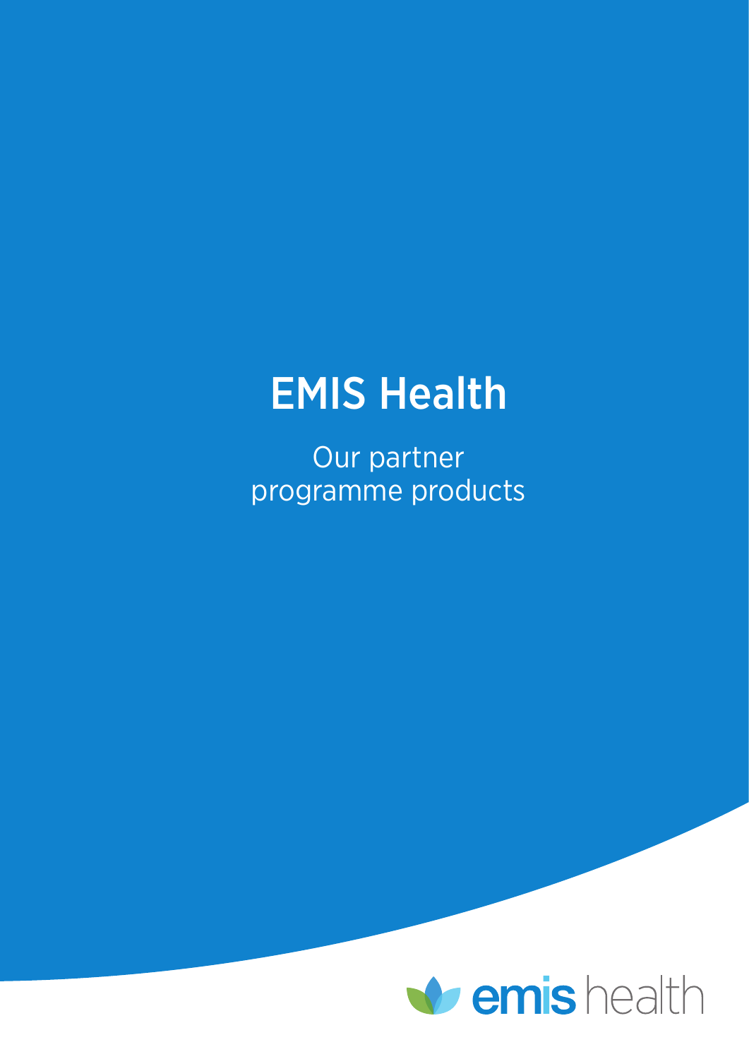# EMIS Health

Our partner programme products

emis health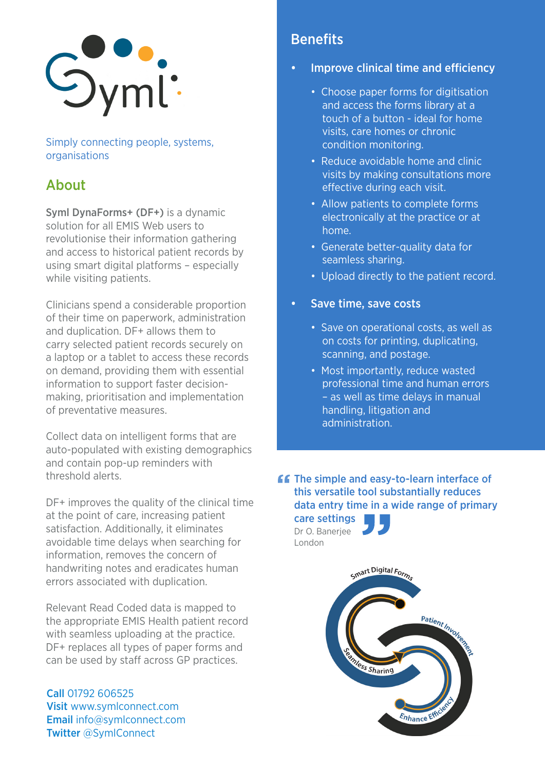Syml

Simply connecting people, systems, organisations

## About

**Syml DynaForms+ (DF+)** is a dynamic solution for all EMIS Web users to revolutionise their information gathering and access to historical patient records by using smart digital platforms – especially while visiting patients.

Clinicians spend a considerable proportion of their time on paperwork, administration and duplication. DF+ allows them to carry selected patient records securely on a laptop or a tablet to access these records on demand, providing them with essential information to support faster decision-making, prioritisation and implementation of preventative measures.

Collect data on intelligent forms that are auto-populated with existing demographics and contain pop-up reminders with threshold alerts.

DF+ improves the quality of the clinical time at the point of care, increasing patient satisfaction. Additionally, it eliminates avoidable time delays when searching for information, removes the concern of handwriting notes and eradicates human errors associated with duplication.

Relevant Read Coded data is mapped to the appropriate EMIS Health patient record with seamless uploading at the practice. DF+ replaces all types of paper forms and can be used by staff across GP practices.

**Call** 01792 606525
**Visit** www.symlconnect.com
**Email** info@symlconnect.com
**Twitter** @SymlConnect

## Benefits

- **Improve clinical time and efficiency**
  - Choose paper forms for digitisation and access the forms library at a touch of a button - ideal for home visits, care homes or chronic condition monitoring.
  - Reduce avoidable home and clinic visits by making consultations more effective during each visit.
  - Allow patients to complete forms electronically at the practice or at home.
  - Generate better-quality data for seamless sharing.
  - Upload directly to the patient record.
- **Save time, save costs**
  - Save on operational costs, as well as on costs for printing, duplicating, scanning, and postage.
  - Most importantly, reduce wasted professional time and human errors – as well as time delays in manual handling, litigation and administration.

> **The simple and easy-to-learn interface of this versatile tool substantially reduces data entry time in a wide range of primary care settings**
>
> Dr O. Banerjee
> London

Smart Digital Forms
Patient Involvement
Seamless Sharing
Enhance Efficiency